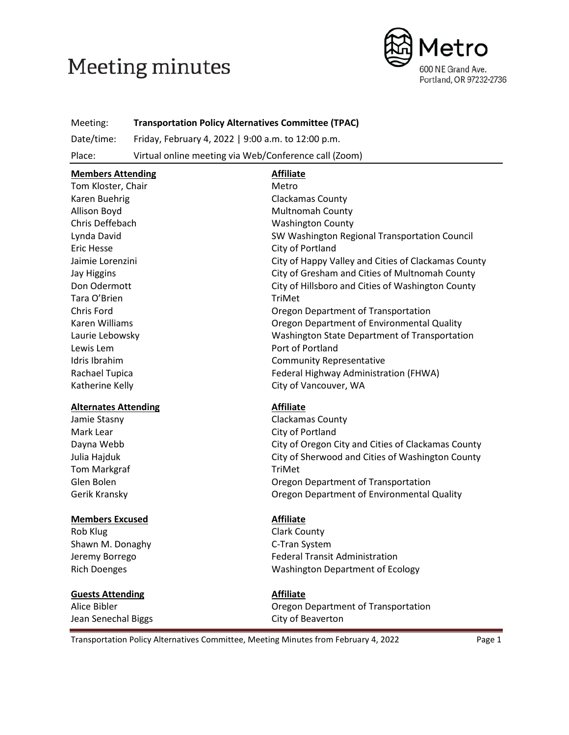# Meeting minutes

Metro
600 NE Grand Ave.
Portland, OR 97232-2736

| | |
|---|---|
| Meeting: | **Transportation Policy Alternatives Committee (TPAC)** |
| Date/time: | Friday, February 4, 2022 \| 9:00 a.m. to 12:00 p.m. |
| Place: | Virtual online meeting via Web/Conference call (Zoom) |

| **Members Attending** | **Affiliate** |
|---|---|
| Tom Kloster, Chair | Metro |
| Karen Buehrig | Clackamas County |
| Allison Boyd | Multnomah County |
| Chris Deffebach | Washington County |
| Lynda David | SW Washington Regional Transportation Council |
| Eric Hesse | City of Portland |
| Jaimie Lorenzini | City of Happy Valley and Cities of Clackamas County |
| Jay Higgins | City of Gresham and Cities of Multnomah County |
| Don Odermott | City of Hillsboro and Cities of Washington County |
| Tara O'Brien | TriMet |
| Chris Ford | Oregon Department of Transportation |
| Karen Williams | Oregon Department of Environmental Quality |
| Laurie Lebowsky | Washington State Department of Transportation |
| Lewis Lem | Port of Portland |
| Idris Ibrahim | Community Representative |
| Rachael Tupica | Federal Highway Administration (FHWA) |
| Katherine Kelly | City of Vancouver, WA |

| **Alternates Attending** | **Affiliate** |
|---|---|
| Jamie Stasny | Clackamas County |
| Mark Lear | City of Portland |
| Dayna Webb | City of Oregon City and Cities of Clackamas County |
| Julia Hajduk | City of Sherwood and Cities of Washington County |
| Tom Markgraf | TriMet |
| Glen Bolen | Oregon Department of Transportation |
| Gerik Kransky | Oregon Department of Environmental Quality |

| **Members Excused** | **Affiliate** |
|---|---|
| Rob Klug | Clark County |
| Shawn M. Donaghy | C-Tran System |
| Jeremy Borrego | Federal Transit Administration |
| Rich Doenges | Washington Department of Ecology |

| **Guests Attending** | **Affiliate** |
|---|---|
| Alice Bibler | Oregon Department of Transportation |
| Jean Senechal Biggs | City of Beaverton |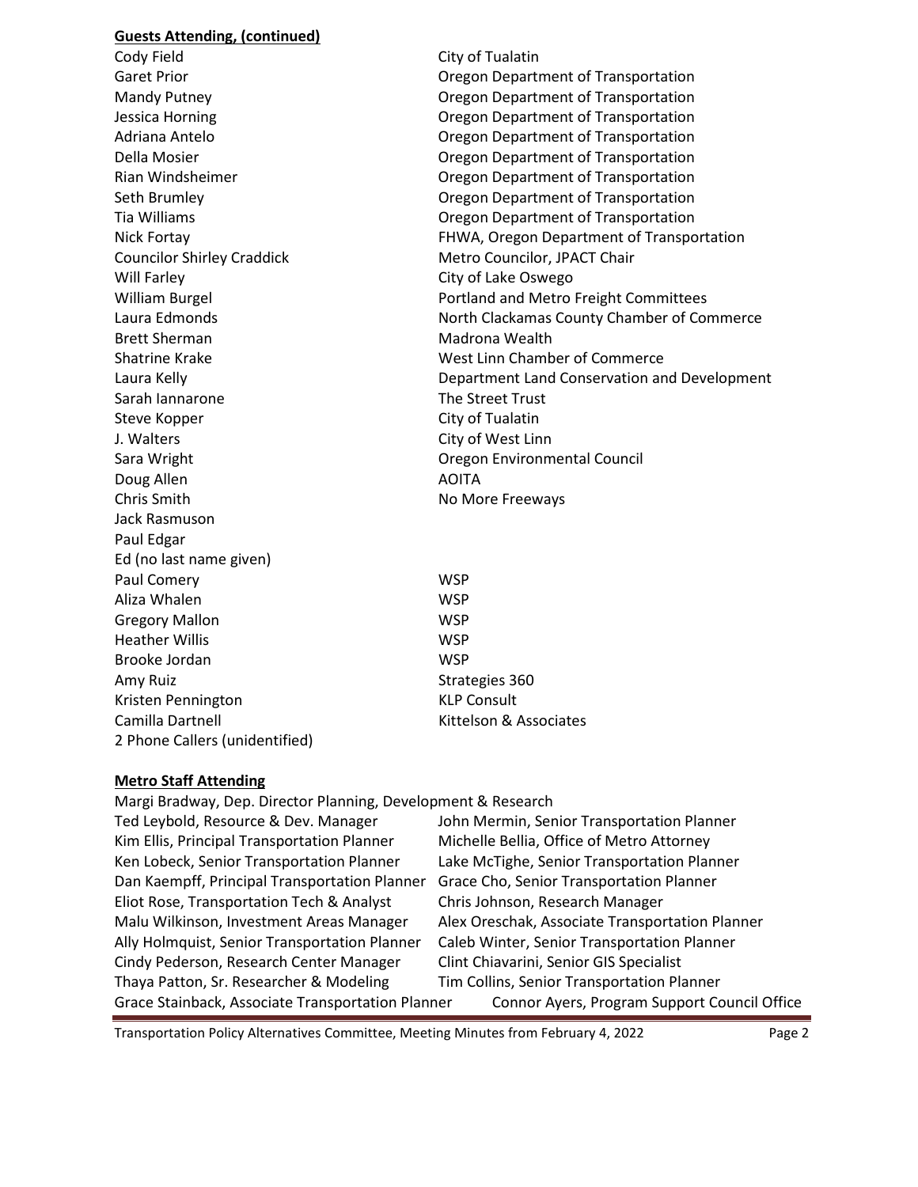## Guests Attending, (continued)

| Name | Affiliation |
| --- | --- |
| Cody Field | City of Tualatin |
| Garet Prior | Oregon Department of Transportation |
| Mandy Putney | Oregon Department of Transportation |
| Jessica Horning | Oregon Department of Transportation |
| Adriana Antelo | Oregon Department of Transportation |
| Della Mosier | Oregon Department of Transportation |
| Rian Windsheimer | Oregon Department of Transportation |
| Seth Brumley | Oregon Department of Transportation |
| Tia Williams | Oregon Department of Transportation |
| Nick Fortay | FHWA, Oregon Department of Transportation |
| Councilor Shirley Craddick | Metro Councilor, JPACT Chair |
| Will Farley | City of Lake Oswego |
| William Burgel | Portland and Metro Freight Committees |
| Laura Edmonds | North Clackamas County Chamber of Commerce |
| Brett Sherman | Madrona Wealth |
| Shatrine Krake | West Linn Chamber of Commerce |
| Laura Kelly | Department Land Conservation and Development |
| Sarah Iannarone | The Street Trust |
| Steve Kopper | City of Tualatin |
| J. Walters | City of West Linn |
| Sara Wright | Oregon Environmental Council |
| Doug Allen | AOITA |
| Chris Smith | No More Freeways |
| Jack Rasmuson | |
| Paul Edgar | |
| Ed (no last name given) | |
| Paul Comery | WSP |
| Aliza Whalen | WSP |
| Gregory Mallon | WSP |
| Heather Willis | WSP |
| Brooke Jordan | WSP |
| Amy Ruiz | Strategies 360 |
| Kristen Pennington | KLP Consult |
| Camilla Dartnell | Kittelson & Associates |
| 2 Phone Callers (unidentified) | |

## Metro Staff Attending

Margi Bradway, Dep. Director Planning, Development & Research

| | |
| --- | --- |
| Ted Leybold, Resource & Dev. Manager | John Mermin, Senior Transportation Planner |
| Kim Ellis, Principal Transportation Planner | Michelle Bellia, Office of Metro Attorney |
| Ken Lobeck, Senior Transportation Planner | Lake McTighe, Senior Transportation Planner |
| Dan Kaempff, Principal Transportation Planner | Grace Cho, Senior Transportation Planner |
| Eliot Rose, Transportation Tech & Analyst | Chris Johnson, Research Manager |
| Malu Wilkinson, Investment Areas Manager | Alex Oreschak, Associate Transportation Planner |
| Ally Holmquist, Senior Transportation Planner | Caleb Winter, Senior Transportation Planner |
| Cindy Pederson, Research Center Manager | Clint Chiavarini, Senior GIS Specialist |
| Thaya Patton, Sr. Researcher & Modeling | Tim Collins, Senior Transportation Planner |
| Grace Stainback, Associate Transportation Planner | Connor Ayers, Program Support Council Office |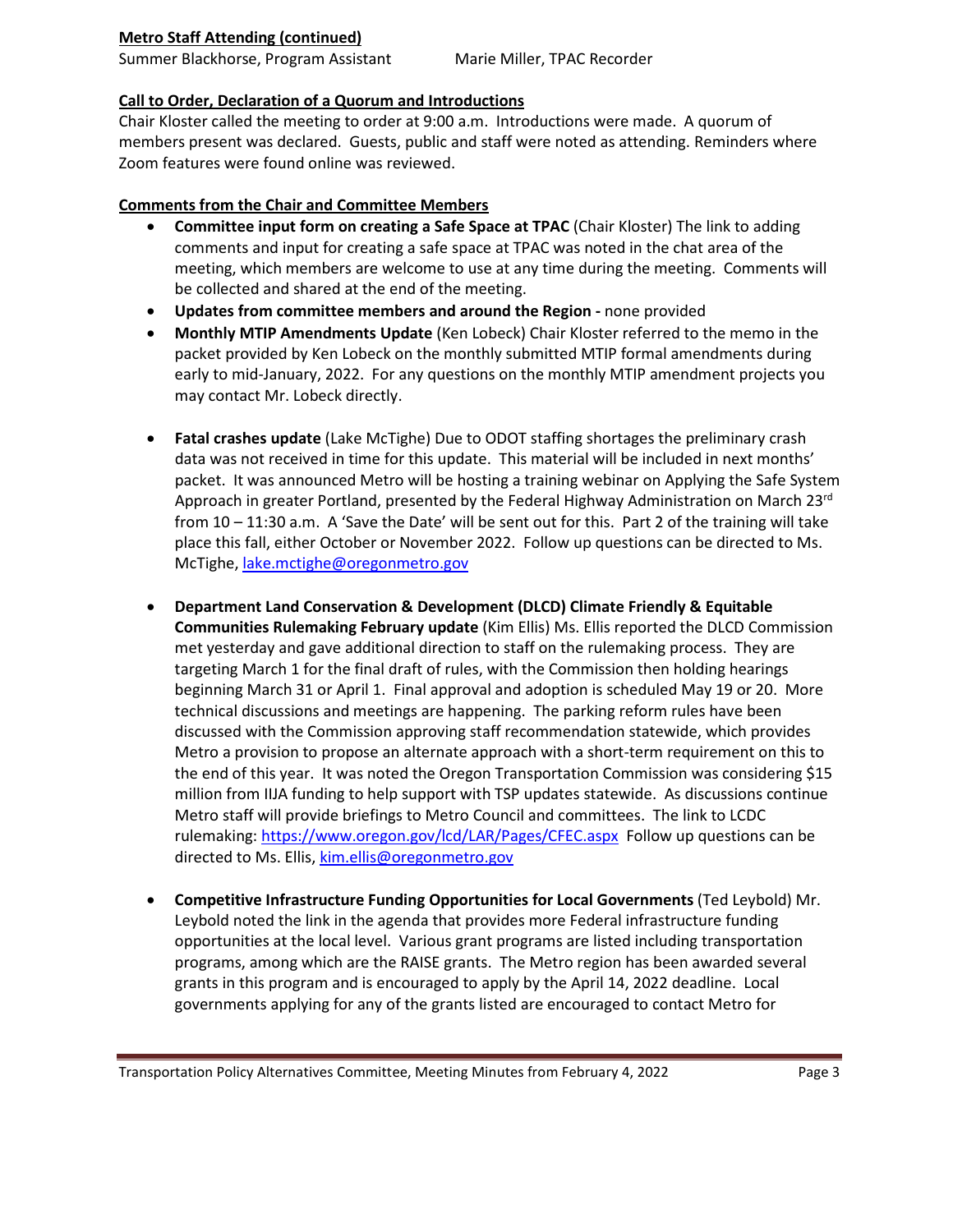**Metro Staff Attending (continued)**

Summer Blackhorse, Program Assistant    Marie Miller, TPAC Recorder

**Call to Order, Declaration of a Quorum and Introductions**

Chair Kloster called the meeting to order at 9:00 a.m. Introductions were made. A quorum of members present was declared. Guests, public and staff were noted as attending. Reminders where Zoom features were found online was reviewed.

**Comments from the Chair and Committee Members**

- **Committee input form on creating a Safe Space at TPAC** (Chair Kloster) The link to adding comments and input for creating a safe space at TPAC was noted in the chat area of the meeting, which members are welcome to use at any time during the meeting. Comments will be collected and shared at the end of the meeting.
- **Updates from committee members and around the Region -** none provided
- **Monthly MTIP Amendments Update** (Ken Lobeck) Chair Kloster referred to the memo in the packet provided by Ken Lobeck on the monthly submitted MTIP formal amendments during early to mid-January, 2022. For any questions on the monthly MTIP amendment projects you may contact Mr. Lobeck directly.

- **Fatal crashes update** (Lake McTighe) Due to ODOT staffing shortages the preliminary crash data was not received in time for this update. This material will be included in next months' packet. It was announced Metro will be hosting a training webinar on Applying the Safe System Approach in greater Portland, presented by the Federal Highway Administration on March 23rd from 10 – 11:30 a.m. A 'Save the Date' will be sent out for this. Part 2 of the training will take place this fall, either October or November 2022. Follow up questions can be directed to Ms. McTighe, lake.mctighe@oregonmetro.gov

- **Department Land Conservation & Development (DLCD) Climate Friendly & Equitable Communities Rulemaking February update** (Kim Ellis) Ms. Ellis reported the DLCD Commission met yesterday and gave additional direction to staff on the rulemaking process. They are targeting March 1 for the final draft of rules, with the Commission then holding hearings beginning March 31 or April 1. Final approval and adoption is scheduled May 19 or 20. More technical discussions and meetings are happening. The parking reform rules have been discussed with the Commission approving staff recommendation statewide, which provides Metro a provision to propose an alternate approach with a short-term requirement on this to the end of this year. It was noted the Oregon Transportation Commission was considering $15 million from IIJA funding to help support with TSP updates statewide. As discussions continue Metro staff will provide briefings to Metro Council and committees. The link to LCDC rulemaking: https://www.oregon.gov/lcd/LAR/Pages/CFEC.aspx Follow up questions can be directed to Ms. Ellis, kim.ellis@oregonmetro.gov

- **Competitive Infrastructure Funding Opportunities for Local Governments** (Ted Leybold) Mr. Leybold noted the link in the agenda that provides more Federal infrastructure funding opportunities at the local level. Various grant programs are listed including transportation programs, among which are the RAISE grants. The Metro region has been awarded several grants in this program and is encouraged to apply by the April 14, 2022 deadline. Local governments applying for any of the grants listed are encouraged to contact Metro for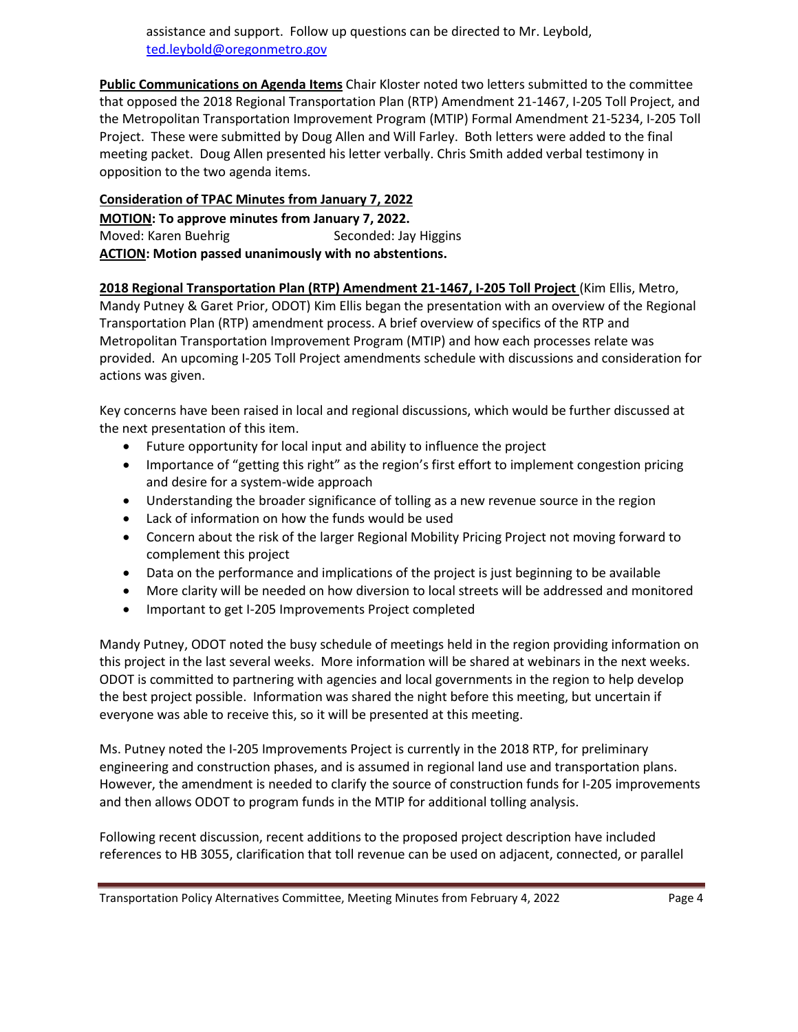assistance and support. Follow up questions can be directed to Mr. Leybold, ted.leybold@oregonmetro.gov

**Public Communications on Agenda Items** Chair Kloster noted two letters submitted to the committee that opposed the 2018 Regional Transportation Plan (RTP) Amendment 21-1467, I-205 Toll Project, and the Metropolitan Transportation Improvement Program (MTIP) Formal Amendment 21-5234, I-205 Toll Project. These were submitted by Doug Allen and Will Farley. Both letters were added to the final meeting packet. Doug Allen presented his letter verbally. Chris Smith added verbal testimony in opposition to the two agenda items.

**Consideration of TPAC Minutes from January 7, 2022**

**MOTION: To approve minutes from January 7, 2022.**

Moved: Karen Buehrig Seconded: Jay Higgins

**ACTION: Motion passed unanimously with no abstentions.**

**2018 Regional Transportation Plan (RTP) Amendment 21-1467, I-205 Toll Project** (Kim Ellis, Metro, Mandy Putney & Garet Prior, ODOT) Kim Ellis began the presentation with an overview of the Regional Transportation Plan (RTP) amendment process. A brief overview of specifics of the RTP and Metropolitan Transportation Improvement Program (MTIP) and how each processes relate was provided. An upcoming I-205 Toll Project amendments schedule with discussions and consideration for actions was given.

Key concerns have been raised in local and regional discussions, which would be further discussed at the next presentation of this item.

- Future opportunity for local input and ability to influence the project
- Importance of "getting this right" as the region's first effort to implement congestion pricing and desire for a system-wide approach
- Understanding the broader significance of tolling as a new revenue source in the region
- Lack of information on how the funds would be used
- Concern about the risk of the larger Regional Mobility Pricing Project not moving forward to complement this project
- Data on the performance and implications of the project is just beginning to be available
- More clarity will be needed on how diversion to local streets will be addressed and monitored
- Important to get I-205 Improvements Project completed

Mandy Putney, ODOT noted the busy schedule of meetings held in the region providing information on this project in the last several weeks. More information will be shared at webinars in the next weeks. ODOT is committed to partnering with agencies and local governments in the region to help develop the best project possible. Information was shared the night before this meeting, but uncertain if everyone was able to receive this, so it will be presented at this meeting.

Ms. Putney noted the I-205 Improvements Project is currently in the 2018 RTP, for preliminary engineering and construction phases, and is assumed in regional land use and transportation plans. However, the amendment is needed to clarify the source of construction funds for I-205 improvements and then allows ODOT to program funds in the MTIP for additional tolling analysis.

Following recent discussion, recent additions to the proposed project description have included references to HB 3055, clarification that toll revenue can be used on adjacent, connected, or parallel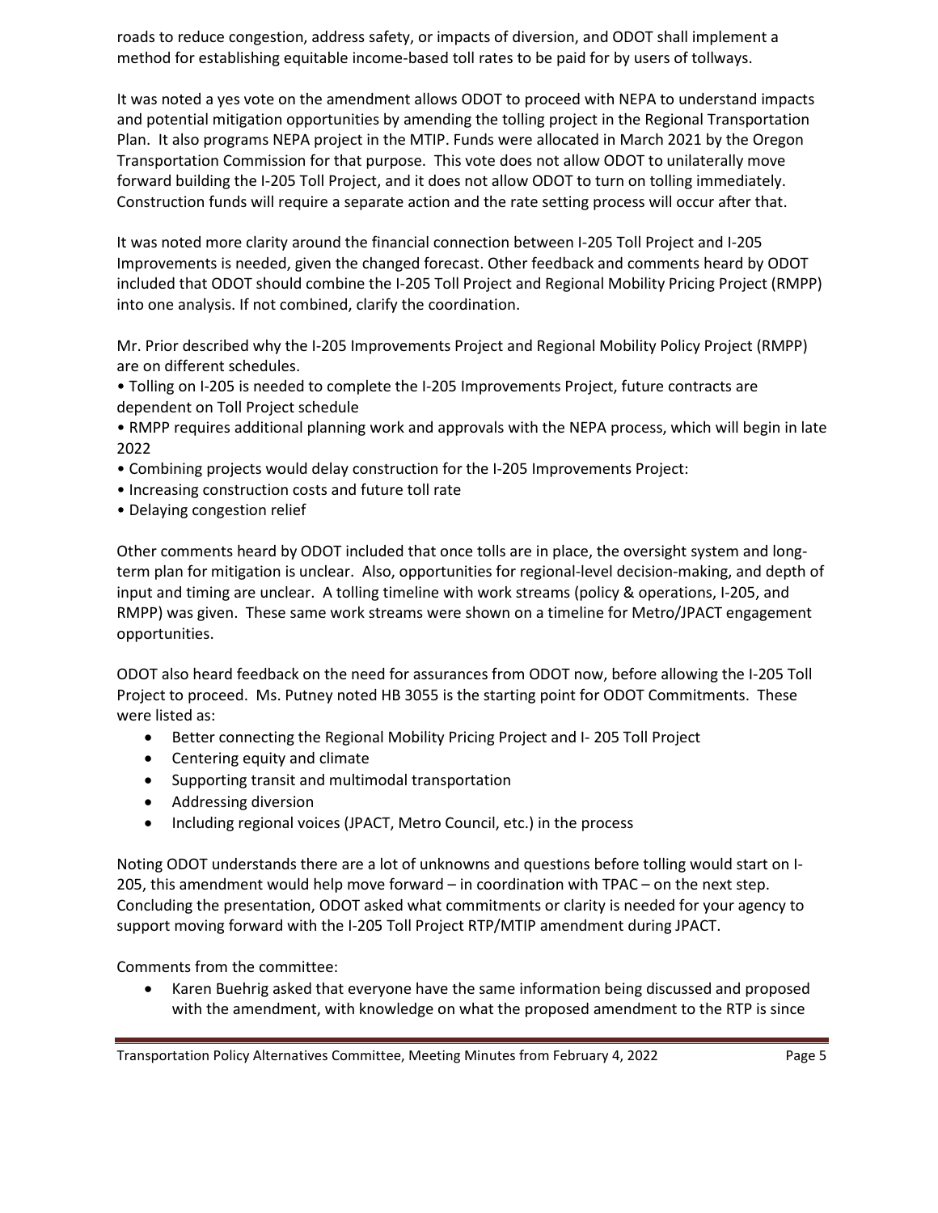roads to reduce congestion, address safety, or impacts of diversion, and ODOT shall implement a method for establishing equitable income-based toll rates to be paid for by users of tollways.

It was noted a yes vote on the amendment allows ODOT to proceed with NEPA to understand impacts and potential mitigation opportunities by amending the tolling project in the Regional Transportation Plan. It also programs NEPA project in the MTIP. Funds were allocated in March 2021 by the Oregon Transportation Commission for that purpose. This vote does not allow ODOT to unilaterally move forward building the I-205 Toll Project, and it does not allow ODOT to turn on tolling immediately. Construction funds will require a separate action and the rate setting process will occur after that.

It was noted more clarity around the financial connection between I-205 Toll Project and I-205 Improvements is needed, given the changed forecast. Other feedback and comments heard by ODOT included that ODOT should combine the I-205 Toll Project and Regional Mobility Pricing Project (RMPP) into one analysis. If not combined, clarify the coordination.

Mr. Prior described why the I-205 Improvements Project and Regional Mobility Policy Project (RMPP) are on different schedules.

- Tolling on I-205 is needed to complete the I-205 Improvements Project, future contracts are dependent on Toll Project schedule
- RMPP requires additional planning work and approvals with the NEPA process, which will begin in late 2022
- Combining projects would delay construction for the I-205 Improvements Project:
- Increasing construction costs and future toll rate
- Delaying congestion relief

Other comments heard by ODOT included that once tolls are in place, the oversight system and long-term plan for mitigation is unclear. Also, opportunities for regional-level decision-making, and depth of input and timing are unclear. A tolling timeline with work streams (policy & operations, I-205, and RMPP) was given. These same work streams were shown on a timeline for Metro/JPACT engagement opportunities.

ODOT also heard feedback on the need for assurances from ODOT now, before allowing the I-205 Toll Project to proceed. Ms. Putney noted HB 3055 is the starting point for ODOT Commitments. These were listed as:

- Better connecting the Regional Mobility Pricing Project and I- 205 Toll Project
- Centering equity and climate
- Supporting transit and multimodal transportation
- Addressing diversion
- Including regional voices (JPACT, Metro Council, etc.) in the process

Noting ODOT understands there are a lot of unknowns and questions before tolling would start on I-205, this amendment would help move forward – in coordination with TPAC – on the next step. Concluding the presentation, ODOT asked what commitments or clarity is needed for your agency to support moving forward with the I-205 Toll Project RTP/MTIP amendment during JPACT.

Comments from the committee:

- Karen Buehrig asked that everyone have the same information being discussed and proposed with the amendment, with knowledge on what the proposed amendment to the RTP is since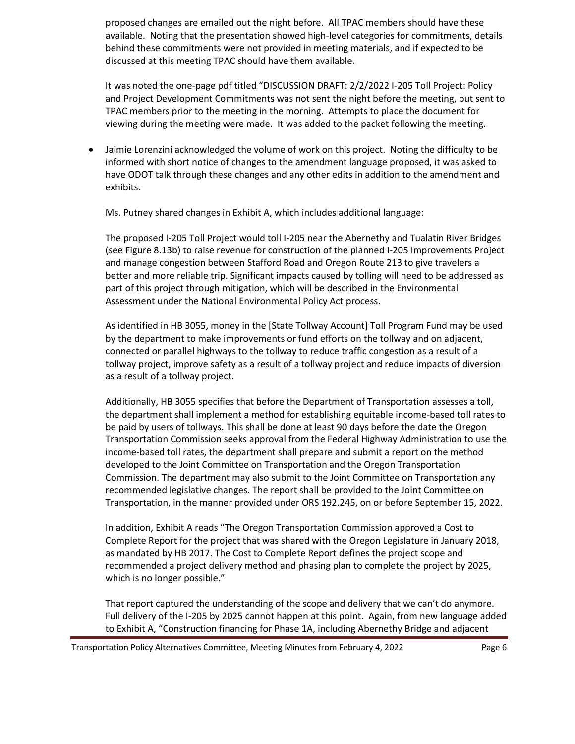proposed changes are emailed out the night before. All TPAC members should have these available. Noting that the presentation showed high-level categories for commitments, details behind these commitments were not provided in meeting materials, and if expected to be discussed at this meeting TPAC should have them available.

It was noted the one-page pdf titled "DISCUSSION DRAFT: 2/2/2022 I-205 Toll Project: Policy and Project Development Commitments was not sent the night before the meeting, but sent to TPAC members prior to the meeting in the morning. Attempts to place the document for viewing during the meeting were made. It was added to the packet following the meeting.

- Jaimie Lorenzini acknowledged the volume of work on this project. Noting the difficulty to be informed with short notice of changes to the amendment language proposed, it was asked to have ODOT talk through these changes and any other edits in addition to the amendment and exhibits.

  Ms. Putney shared changes in Exhibit A, which includes additional language:

  The proposed I-205 Toll Project would toll I-205 near the Abernethy and Tualatin River Bridges (see Figure 8.13b) to raise revenue for construction of the planned I-205 Improvements Project and manage congestion between Stafford Road and Oregon Route 213 to give travelers a better and more reliable trip. Significant impacts caused by tolling will need to be addressed as part of this project through mitigation, which will be described in the Environmental Assessment under the National Environmental Policy Act process.

  As identified in HB 3055, money in the [State Tollway Account] Toll Program Fund may be used by the department to make improvements or fund efforts on the tollway and on adjacent, connected or parallel highways to the tollway to reduce traffic congestion as a result of a tollway project, improve safety as a result of a tollway project and reduce impacts of diversion as a result of a tollway project.

  Additionally, HB 3055 specifies that before the Department of Transportation assesses a toll, the department shall implement a method for establishing equitable income-based toll rates to be paid by users of tollways. This shall be done at least 90 days before the date the Oregon Transportation Commission seeks approval from the Federal Highway Administration to use the income-based toll rates, the department shall prepare and submit a report on the method developed to the Joint Committee on Transportation and the Oregon Transportation Commission. The department may also submit to the Joint Committee on Transportation any recommended legislative changes. The report shall be provided to the Joint Committee on Transportation, in the manner provided under ORS 192.245, on or before September 15, 2022.

  In addition, Exhibit A reads "The Oregon Transportation Commission approved a Cost to Complete Report for the project that was shared with the Oregon Legislature in January 2018, as mandated by HB 2017. The Cost to Complete Report defines the project scope and recommended a project delivery method and phasing plan to complete the project by 2025, which is no longer possible."

  That report captured the understanding of the scope and delivery that we can't do anymore. Full delivery of the I-205 by 2025 cannot happen at this point. Again, from new language added to Exhibit A, "Construction financing for Phase 1A, including Abernethy Bridge and adjacent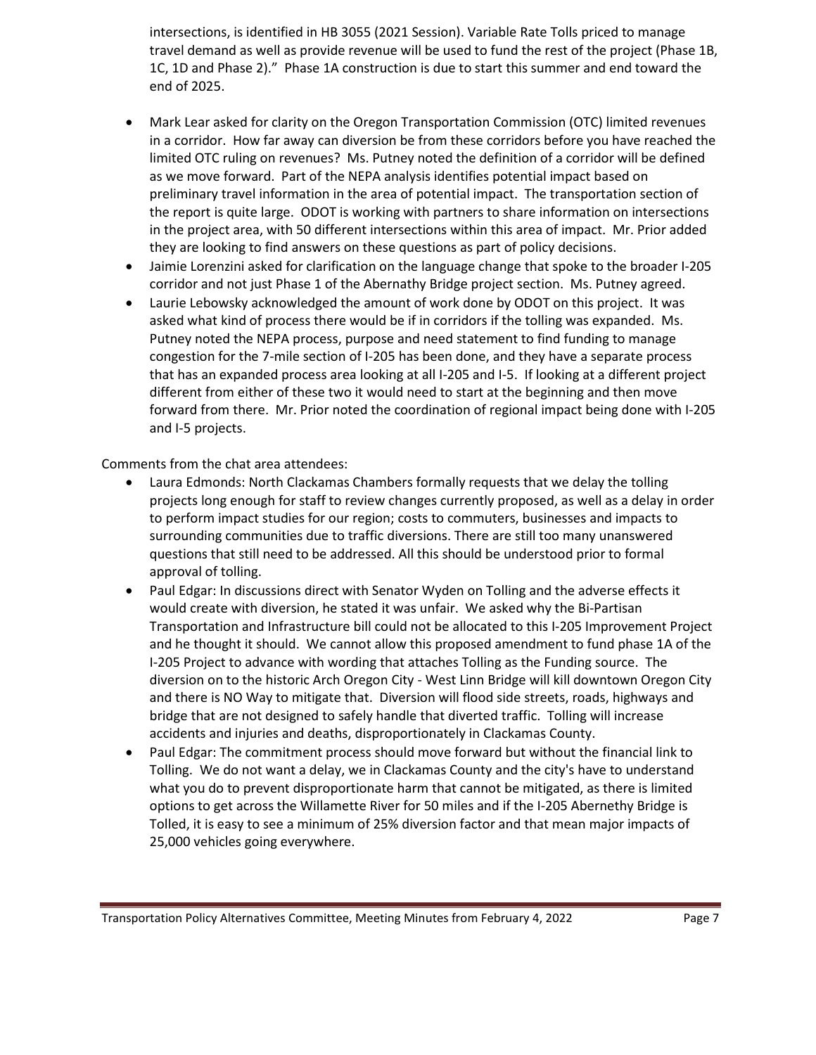intersections, is identified in HB 3055 (2021 Session). Variable Rate Tolls priced to manage travel demand as well as provide revenue will be used to fund the rest of the project (Phase 1B, 1C, 1D and Phase 2)." Phase 1A construction is due to start this summer and end toward the end of 2025.

- Mark Lear asked for clarity on the Oregon Transportation Commission (OTC) limited revenues in a corridor. How far away can diversion be from these corridors before you have reached the limited OTC ruling on revenues? Ms. Putney noted the definition of a corridor will be defined as we move forward. Part of the NEPA analysis identifies potential impact based on preliminary travel information in the area of potential impact. The transportation section of the report is quite large. ODOT is working with partners to share information on intersections in the project area, with 50 different intersections within this area of impact. Mr. Prior added they are looking to find answers on these questions as part of policy decisions.
- Jaimie Lorenzini asked for clarification on the language change that spoke to the broader I-205 corridor and not just Phase 1 of the Abernathy Bridge project section. Ms. Putney agreed.
- Laurie Lebowsky acknowledged the amount of work done by ODOT on this project. It was asked what kind of process there would be if in corridors if the tolling was expanded. Ms. Putney noted the NEPA process, purpose and need statement to find funding to manage congestion for the 7-mile section of I-205 has been done, and they have a separate process that has an expanded process area looking at all I-205 and I-5. If looking at a different project different from either of these two it would need to start at the beginning and then move forward from there. Mr. Prior noted the coordination of regional impact being done with I-205 and I-5 projects.

Comments from the chat area attendees:

- Laura Edmonds: North Clackamas Chambers formally requests that we delay the tolling projects long enough for staff to review changes currently proposed, as well as a delay in order to perform impact studies for our region; costs to commuters, businesses and impacts to surrounding communities due to traffic diversions. There are still too many unanswered questions that still need to be addressed. All this should be understood prior to formal approval of tolling.
- Paul Edgar: In discussions direct with Senator Wyden on Tolling and the adverse effects it would create with diversion, he stated it was unfair. We asked why the Bi-Partisan Transportation and Infrastructure bill could not be allocated to this I-205 Improvement Project and he thought it should. We cannot allow this proposed amendment to fund phase 1A of the I-205 Project to advance with wording that attaches Tolling as the Funding source. The diversion on to the historic Arch Oregon City - West Linn Bridge will kill downtown Oregon City and there is NO Way to mitigate that. Diversion will flood side streets, roads, highways and bridge that are not designed to safely handle that diverted traffic. Tolling will increase accidents and injuries and deaths, disproportionately in Clackamas County.
- Paul Edgar: The commitment process should move forward but without the financial link to Tolling. We do not want a delay, we in Clackamas County and the city's have to understand what you do to prevent disproportionate harm that cannot be mitigated, as there is limited options to get across the Willamette River for 50 miles and if the I-205 Abernethy Bridge is Tolled, it is easy to see a minimum of 25% diversion factor and that mean major impacts of 25,000 vehicles going everywhere.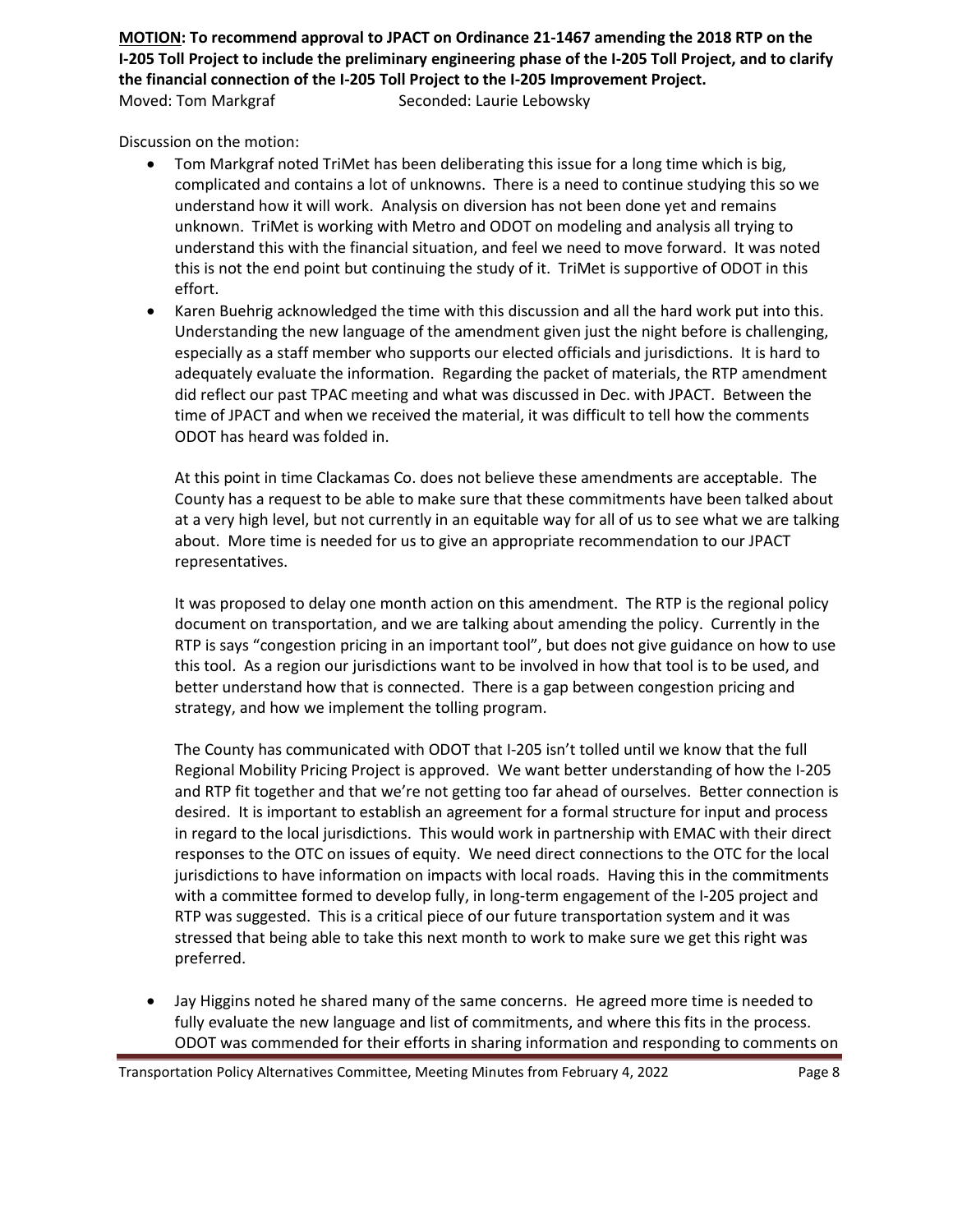**MOTION: To recommend approval to JPACT on Ordinance 21-1467 amending the 2018 RTP on the I-205 Toll Project to include the preliminary engineering phase of the I-205 Toll Project, and to clarify the financial connection of the I-205 Toll Project to the I-205 Improvement Project.**

Moved: Tom Markgraf Seconded: Laurie Lebowsky

Discussion on the motion:

- Tom Markgraf noted TriMet has been deliberating this issue for a long time which is big, complicated and contains a lot of unknowns. There is a need to continue studying this so we understand how it will work. Analysis on diversion has not been done yet and remains unknown. TriMet is working with Metro and ODOT on modeling and analysis all trying to understand this with the financial situation, and feel we need to move forward. It was noted this is not the end point but continuing the study of it. TriMet is supportive of ODOT in this effort.
- Karen Buehrig acknowledged the time with this discussion and all the hard work put into this. Understanding the new language of the amendment given just the night before is challenging, especially as a staff member who supports our elected officials and jurisdictions. It is hard to adequately evaluate the information. Regarding the packet of materials, the RTP amendment did reflect our past TPAC meeting and what was discussed in Dec. with JPACT. Between the time of JPACT and when we received the material, it was difficult to tell how the comments ODOT has heard was folded in.

  At this point in time Clackamas Co. does not believe these amendments are acceptable. The County has a request to be able to make sure that these commitments have been talked about at a very high level, but not currently in an equitable way for all of us to see what we are talking about. More time is needed for us to give an appropriate recommendation to our JPACT representatives.

  It was proposed to delay one month action on this amendment. The RTP is the regional policy document on transportation, and we are talking about amending the policy. Currently in the RTP is says "congestion pricing in an important tool", but does not give guidance on how to use this tool. As a region our jurisdictions want to be involved in how that tool is to be used, and better understand how that is connected. There is a gap between congestion pricing and strategy, and how we implement the tolling program.

  The County has communicated with ODOT that I-205 isn't tolled until we know that the full Regional Mobility Pricing Project is approved. We want better understanding of how the I-205 and RTP fit together and that we're not getting too far ahead of ourselves. Better connection is desired. It is important to establish an agreement for a formal structure for input and process in regard to the local jurisdictions. This would work in partnership with EMAC with their direct responses to the OTC on issues of equity. We need direct connections to the OTC for the local jurisdictions to have information on impacts with local roads. Having this in the commitments with a committee formed to develop fully, in long-term engagement of the I-205 project and RTP was suggested. This is a critical piece of our future transportation system and it was stressed that being able to take this next month to work to make sure we get this right was preferred.

- Jay Higgins noted he shared many of the same concerns. He agreed more time is needed to fully evaluate the new language and list of commitments, and where this fits in the process. ODOT was commended for their efforts in sharing information and responding to comments on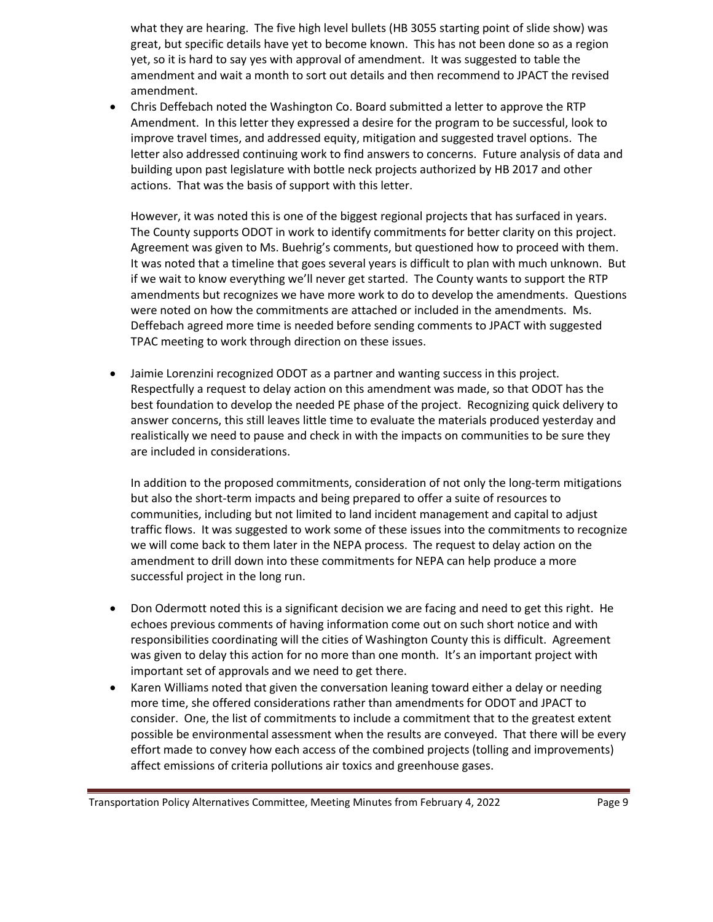what they are hearing. The five high level bullets (HB 3055 starting point of slide show) was great, but specific details have yet to become known. This has not been done so as a region yet, so it is hard to say yes with approval of amendment. It was suggested to table the amendment and wait a month to sort out details and then recommend to JPACT the revised amendment.

- Chris Deffebach noted the Washington Co. Board submitted a letter to approve the RTP Amendment. In this letter they expressed a desire for the program to be successful, look to improve travel times, and addressed equity, mitigation and suggested travel options. The letter also addressed continuing work to find answers to concerns. Future analysis of data and building upon past legislature with bottle neck projects authorized by HB 2017 and other actions. That was the basis of support with this letter.

  However, it was noted this is one of the biggest regional projects that has surfaced in years. The County supports ODOT in work to identify commitments for better clarity on this project. Agreement was given to Ms. Buehrig's comments, but questioned how to proceed with them. It was noted that a timeline that goes several years is difficult to plan with much unknown. But if we wait to know everything we'll never get started. The County wants to support the RTP amendments but recognizes we have more work to do to develop the amendments. Questions were noted on how the commitments are attached or included in the amendments. Ms. Deffebach agreed more time is needed before sending comments to JPACT with suggested TPAC meeting to work through direction on these issues.

- Jaimie Lorenzini recognized ODOT as a partner and wanting success in this project. Respectfully a request to delay action on this amendment was made, so that ODOT has the best foundation to develop the needed PE phase of the project. Recognizing quick delivery to answer concerns, this still leaves little time to evaluate the materials produced yesterday and realistically we need to pause and check in with the impacts on communities to be sure they are included in considerations.

  In addition to the proposed commitments, consideration of not only the long-term mitigations but also the short-term impacts and being prepared to offer a suite of resources to communities, including but not limited to land incident management and capital to adjust traffic flows. It was suggested to work some of these issues into the commitments to recognize we will come back to them later in the NEPA process. The request to delay action on the amendment to drill down into these commitments for NEPA can help produce a more successful project in the long run.

- Don Odermott noted this is a significant decision we are facing and need to get this right. He echoes previous comments of having information come out on such short notice and with responsibilities coordinating will the cities of Washington County this is difficult. Agreement was given to delay this action for no more than one month. It's an important project with important set of approvals and we need to get there.
- Karen Williams noted that given the conversation leaning toward either a delay or needing more time, she offered considerations rather than amendments for ODOT and JPACT to consider. One, the list of commitments to include a commitment that to the greatest extent possible be environmental assessment when the results are conveyed. That there will be every effort made to convey how each access of the combined projects (tolling and improvements) affect emissions of criteria pollutions air toxics and greenhouse gases.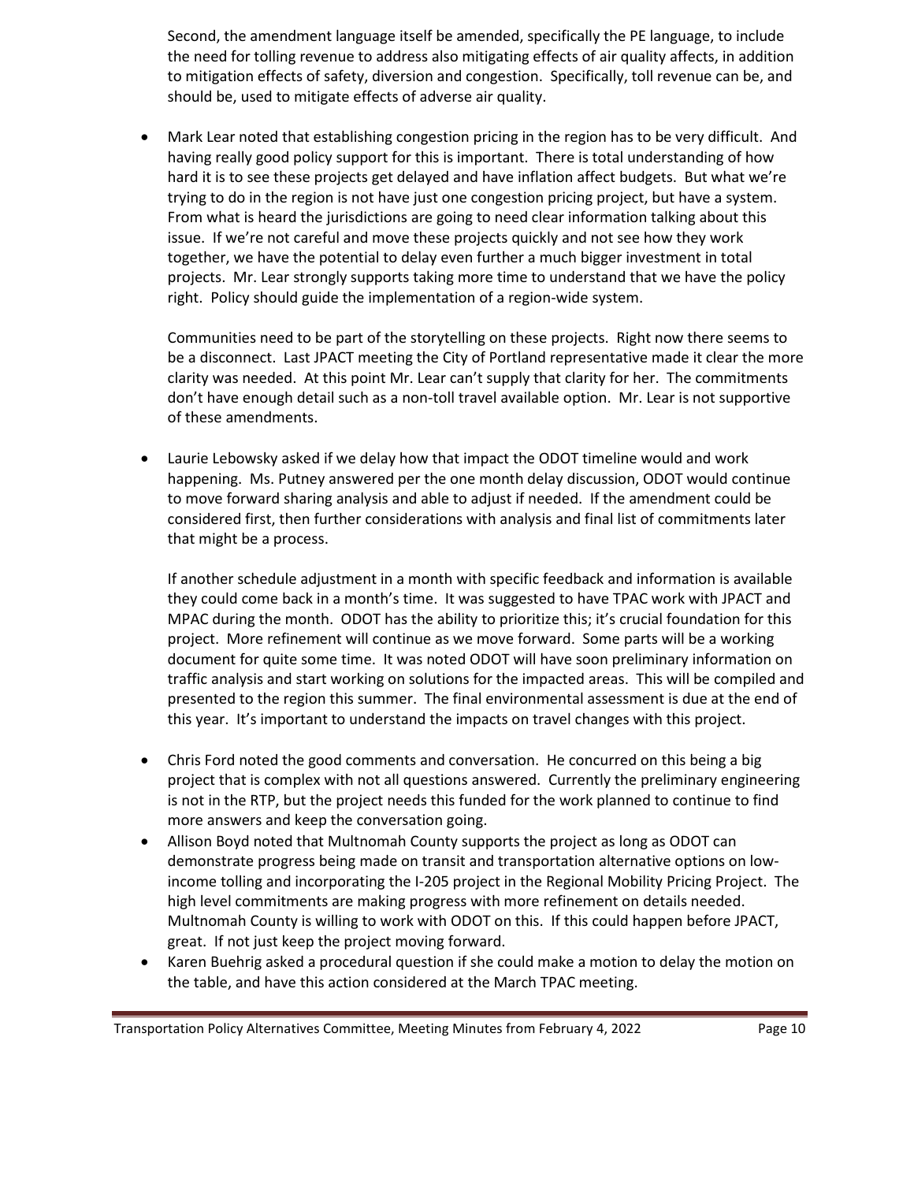Second, the amendment language itself be amended, specifically the PE language, to include the need for tolling revenue to address also mitigating effects of air quality affects, in addition to mitigation effects of safety, diversion and congestion. Specifically, toll revenue can be, and should be, used to mitigate effects of adverse air quality.

- Mark Lear noted that establishing congestion pricing in the region has to be very difficult. And having really good policy support for this is important. There is total understanding of how hard it is to see these projects get delayed and have inflation affect budgets. But what we're trying to do in the region is not have just one congestion pricing project, but have a system. From what is heard the jurisdictions are going to need clear information talking about this issue. If we're not careful and move these projects quickly and not see how they work together, we have the potential to delay even further a much bigger investment in total projects. Mr. Lear strongly supports taking more time to understand that we have the policy right. Policy should guide the implementation of a region-wide system.

  Communities need to be part of the storytelling on these projects. Right now there seems to be a disconnect. Last JPACT meeting the City of Portland representative made it clear the more clarity was needed. At this point Mr. Lear can't supply that clarity for her. The commitments don't have enough detail such as a non-toll travel available option. Mr. Lear is not supportive of these amendments.

- Laurie Lebowsky asked if we delay how that impact the ODOT timeline would and work happening. Ms. Putney answered per the one month delay discussion, ODOT would continue to move forward sharing analysis and able to adjust if needed. If the amendment could be considered first, then further considerations with analysis and final list of commitments later that might be a process.

  If another schedule adjustment in a month with specific feedback and information is available they could come back in a month's time. It was suggested to have TPAC work with JPACT and MPAC during the month. ODOT has the ability to prioritize this; it's crucial foundation for this project. More refinement will continue as we move forward. Some parts will be a working document for quite some time. It was noted ODOT will have soon preliminary information on traffic analysis and start working on solutions for the impacted areas. This will be compiled and presented to the region this summer. The final environmental assessment is due at the end of this year. It's important to understand the impacts on travel changes with this project.

- Chris Ford noted the good comments and conversation. He concurred on this being a big project that is complex with not all questions answered. Currently the preliminary engineering is not in the RTP, but the project needs this funded for the work planned to continue to find more answers and keep the conversation going.
- Allison Boyd noted that Multnomah County supports the project as long as ODOT can demonstrate progress being made on transit and transportation alternative options on low-income tolling and incorporating the I-205 project in the Regional Mobility Pricing Project. The high level commitments are making progress with more refinement on details needed. Multnomah County is willing to work with ODOT on this. If this could happen before JPACT, great. If not just keep the project moving forward.
- Karen Buehrig asked a procedural question if she could make a motion to delay the motion on the table, and have this action considered at the March TPAC meeting.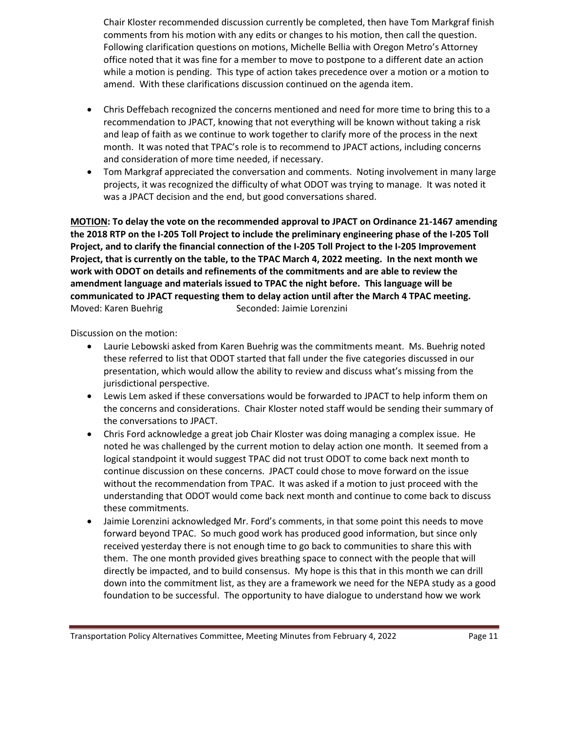Chair Kloster recommended discussion currently be completed, then have Tom Markgraf finish comments from his motion with any edits or changes to his motion, then call the question. Following clarification questions on motions, Michelle Bellia with Oregon Metro's Attorney office noted that it was fine for a member to move to postpone to a different date an action while a motion is pending. This type of action takes precedence over a motion or a motion to amend. With these clarifications discussion continued on the agenda item.

- Chris Deffebach recognized the concerns mentioned and need for more time to bring this to a recommendation to JPACT, knowing that not everything will be known without taking a risk and leap of faith as we continue to work together to clarify more of the process in the next month. It was noted that TPAC's role is to recommend to JPACT actions, including concerns and consideration of more time needed, if necessary.
- Tom Markgraf appreciated the conversation and comments. Noting involvement in many large projects, it was recognized the difficulty of what ODOT was trying to manage. It was noted it was a JPACT decision and the end, but good conversations shared.

**MOTION: To delay the vote on the recommended approval to JPACT on Ordinance 21-1467 amending the 2018 RTP on the I-205 Toll Project to include the preliminary engineering phase of the I-205 Toll Project, and to clarify the financial connection of the I-205 Toll Project to the I-205 Improvement Project, that is currently on the table, to the TPAC March 4, 2022 meeting. In the next month we work with ODOT on details and refinements of the commitments and are able to review the amendment language and materials issued to TPAC the night before. This language will be communicated to JPACT requesting them to delay action until after the March 4 TPAC meeting.**
Moved: Karen Buehrig Seconded: Jaimie Lorenzini

Discussion on the motion:

- Laurie Lebowski asked from Karen Buehrig was the commitments meant. Ms. Buehrig noted these referred to list that ODOT started that fall under the five categories discussed in our presentation, which would allow the ability to review and discuss what's missing from the jurisdictional perspective.
- Lewis Lem asked if these conversations would be forwarded to JPACT to help inform them on the concerns and considerations. Chair Kloster noted staff would be sending their summary of the conversations to JPACT.
- Chris Ford acknowledge a great job Chair Kloster was doing managing a complex issue. He noted he was challenged by the current motion to delay action one month. It seemed from a logical standpoint it would suggest TPAC did not trust ODOT to come back next month to continue discussion on these concerns. JPACT could chose to move forward on the issue without the recommendation from TPAC. It was asked if a motion to just proceed with the understanding that ODOT would come back next month and continue to come back to discuss these commitments.
- Jaimie Lorenzini acknowledged Mr. Ford's comments, in that some point this needs to move forward beyond TPAC. So much good work has produced good information, but since only received yesterday there is not enough time to go back to communities to share this with them. The one month provided gives breathing space to connect with the people that will directly be impacted, and to build consensus. My hope is this that in this month we can drill down into the commitment list, as they are a framework we need for the NEPA study as a good foundation to be successful. The opportunity to have dialogue to understand how we work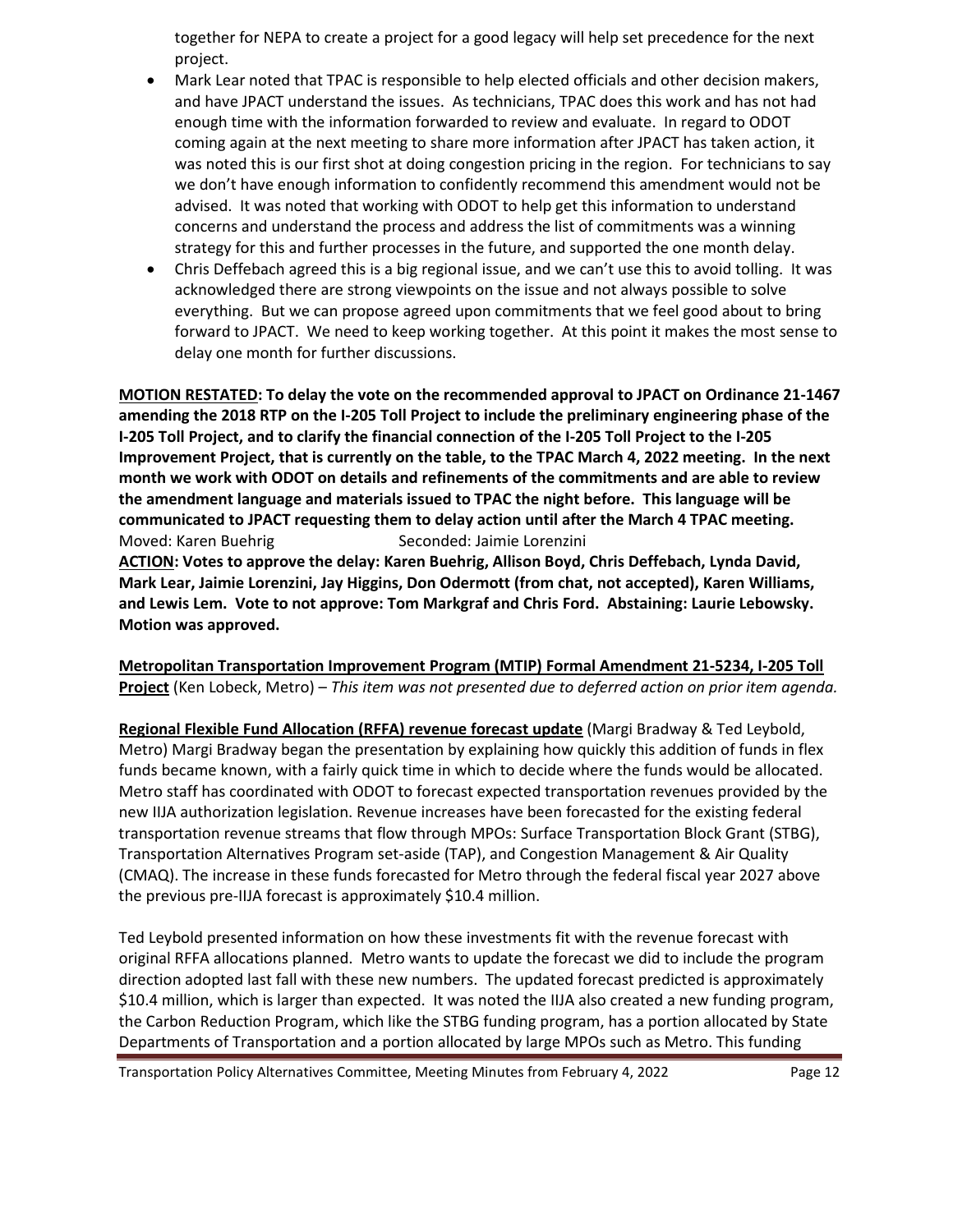together for NEPA to create a project for a good legacy will help set precedence for the next project.

- Mark Lear noted that TPAC is responsible to help elected officials and other decision makers, and have JPACT understand the issues. As technicians, TPAC does this work and has not had enough time with the information forwarded to review and evaluate. In regard to ODOT coming again at the next meeting to share more information after JPACT has taken action, it was noted this is our first shot at doing congestion pricing in the region. For technicians to say we don't have enough information to confidently recommend this amendment would not be advised. It was noted that working with ODOT to help get this information to understand concerns and understand the process and address the list of commitments was a winning strategy for this and further processes in the future, and supported the one month delay.
- Chris Deffebach agreed this is a big regional issue, and we can't use this to avoid tolling. It was acknowledged there are strong viewpoints on the issue and not always possible to solve everything. But we can propose agreed upon commitments that we feel good about to bring forward to JPACT. We need to keep working together. At this point it makes the most sense to delay one month for further discussions.

**MOTION RESTATED: To delay the vote on the recommended approval to JPACT on Ordinance 21-1467 amending the 2018 RTP on the I-205 Toll Project to include the preliminary engineering phase of the I-205 Toll Project, and to clarify the financial connection of the I-205 Toll Project to the I-205 Improvement Project, that is currently on the table, to the TPAC March 4, 2022 meeting. In the next month we work with ODOT on details and refinements of the commitments and are able to review the amendment language and materials issued to TPAC the night before. This language will be communicated to JPACT requesting them to delay action until after the March 4 TPAC meeting.**
Moved: Karen Buehrig Seconded: Jaimie Lorenzini
**ACTION: Votes to approve the delay: Karen Buehrig, Allison Boyd, Chris Deffebach, Lynda David, Mark Lear, Jaimie Lorenzini, Jay Higgins, Don Odermott (from chat, not accepted), Karen Williams, and Lewis Lem. Vote to not approve: Tom Markgraf and Chris Ford. Abstaining: Laurie Lebowsky. Motion was approved.**

**Metropolitan Transportation Improvement Program (MTIP) Formal Amendment 21-5234, I-205 Toll Project** (Ken Lobeck, Metro) – *This item was not presented due to deferred action on prior item agenda.*

**Regional Flexible Fund Allocation (RFFA) revenue forecast update** (Margi Bradway & Ted Leybold, Metro) Margi Bradway began the presentation by explaining how quickly this addition of funds in flex funds became known, with a fairly quick time in which to decide where the funds would be allocated. Metro staff has coordinated with ODOT to forecast expected transportation revenues provided by the new IIJA authorization legislation. Revenue increases have been forecasted for the existing federal transportation revenue streams that flow through MPOs: Surface Transportation Block Grant (STBG), Transportation Alternatives Program set-aside (TAP), and Congestion Management & Air Quality (CMAQ). The increase in these funds forecasted for Metro through the federal fiscal year 2027 above the previous pre-IIJA forecast is approximately $10.4 million.

Ted Leybold presented information on how these investments fit with the revenue forecast with original RFFA allocations planned. Metro wants to update the forecast we did to include the program direction adopted last fall with these new numbers. The updated forecast predicted is approximately $10.4 million, which is larger than expected. It was noted the IIJA also created a new funding program, the Carbon Reduction Program, which like the STBG funding program, has a portion allocated by State Departments of Transportation and a portion allocated by large MPOs such as Metro. This funding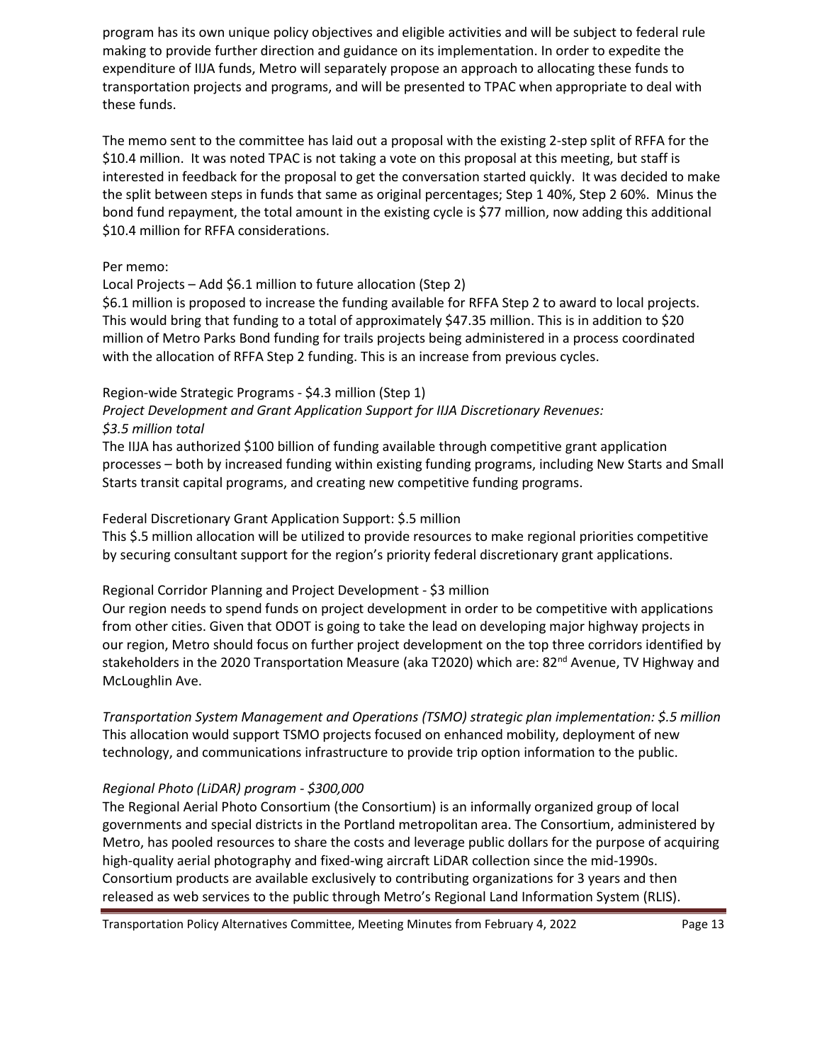program has its own unique policy objectives and eligible activities and will be subject to federal rule making to provide further direction and guidance on its implementation. In order to expedite the expenditure of IIJA funds, Metro will separately propose an approach to allocating these funds to transportation projects and programs, and will be presented to TPAC when appropriate to deal with these funds.

The memo sent to the committee has laid out a proposal with the existing 2-step split of RFFA for the $10.4 million. It was noted TPAC is not taking a vote on this proposal at this meeting, but staff is interested in feedback for the proposal to get the conversation started quickly. It was decided to make the split between steps in funds that same as original percentages; Step 1 40%, Step 2 60%. Minus the bond fund repayment, the total amount in the existing cycle is $77 million, now adding this additional $10.4 million for RFFA considerations.

Per memo:

Local Projects – Add $6.1 million to future allocation (Step 2)

$6.1 million is proposed to increase the funding available for RFFA Step 2 to award to local projects. This would bring that funding to a total of approximately $47.35 million. This is in addition to $20 million of Metro Parks Bond funding for trails projects being administered in a process coordinated with the allocation of RFFA Step 2 funding. This is an increase from previous cycles.

Region-wide Strategic Programs - $4.3 million (Step 1)

*Project Development and Grant Application Support for IIJA Discretionary Revenues: $3.5 million total*

The IIJA has authorized $100 billion of funding available through competitive grant application processes – both by increased funding within existing funding programs, including New Starts and Small Starts transit capital programs, and creating new competitive funding programs.

Federal Discretionary Grant Application Support: $.5 million

This $.5 million allocation will be utilized to provide resources to make regional priorities competitive by securing consultant support for the region's priority federal discretionary grant applications.

Regional Corridor Planning and Project Development - $3 million

Our region needs to spend funds on project development in order to be competitive with applications from other cities. Given that ODOT is going to take the lead on developing major highway projects in our region, Metro should focus on further project development on the top three corridors identified by stakeholders in the 2020 Transportation Measure (aka T2020) which are: 82nd Avenue, TV Highway and McLoughlin Ave.

*Transportation System Management and Operations (TSMO) strategic plan implementation: $.5 million*

This allocation would support TSMO projects focused on enhanced mobility, deployment of new technology, and communications infrastructure to provide trip option information to the public.

*Regional Photo (LiDAR) program - $300,000*

The Regional Aerial Photo Consortium (the Consortium) is an informally organized group of local governments and special districts in the Portland metropolitan area. The Consortium, administered by Metro, has pooled resources to share the costs and leverage public dollars for the purpose of acquiring high-quality aerial photography and fixed-wing aircraft LiDAR collection since the mid-1990s. Consortium products are available exclusively to contributing organizations for 3 years and then released as web services to the public through Metro's Regional Land Information System (RLIS).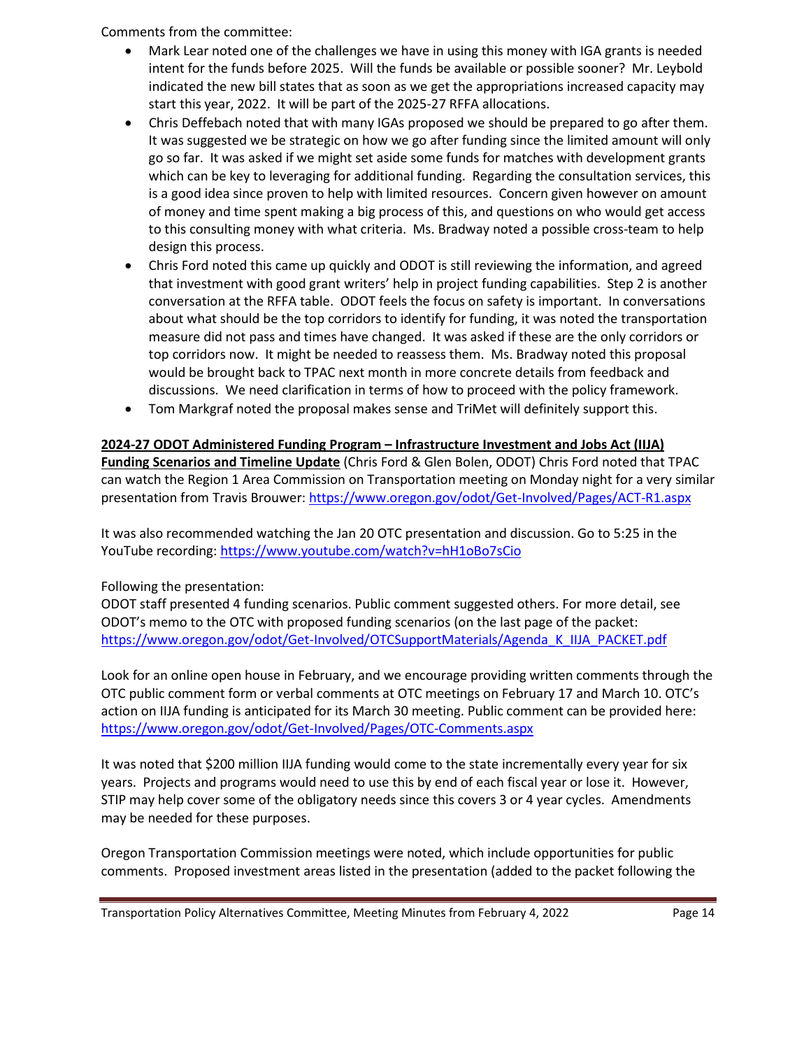Comments from the committee:

- Mark Lear noted one of the challenges we have in using this money with IGA grants is needed intent for the funds before 2025. Will the funds be available or possible sooner? Mr. Leybold indicated the new bill states that as soon as we get the appropriations increased capacity may start this year, 2022. It will be part of the 2025-27 RFFA allocations.
- Chris Deffebach noted that with many IGAs proposed we should be prepared to go after them. It was suggested we be strategic on how we go after funding since the limited amount will only go so far. It was asked if we might set aside some funds for matches with development grants which can be key to leveraging for additional funding. Regarding the consultation services, this is a good idea since proven to help with limited resources. Concern given however on amount of money and time spent making a big process of this, and questions on who would get access to this consulting money with what criteria. Ms. Bradway noted a possible cross-team to help design this process.
- Chris Ford noted this came up quickly and ODOT is still reviewing the information, and agreed that investment with good grant writers' help in project funding capabilities. Step 2 is another conversation at the RFFA table. ODOT feels the focus on safety is important. In conversations about what should be the top corridors to identify for funding, it was noted the transportation measure did not pass and times have changed. It was asked if these are the only corridors or top corridors now. It might be needed to reassess them. Ms. Bradway noted this proposal would be brought back to TPAC next month in more concrete details from feedback and discussions. We need clarification in terms of how to proceed with the policy framework.
- Tom Markgraf noted the proposal makes sense and TriMet will definitely support this.

**2024-27 ODOT Administered Funding Program – Infrastructure Investment and Jobs Act (IIJA) Funding Scenarios and Timeline Update** (Chris Ford & Glen Bolen, ODOT) Chris Ford noted that TPAC can watch the Region 1 Area Commission on Transportation meeting on Monday night for a very similar presentation from Travis Brouwer: https://www.oregon.gov/odot/Get-Involved/Pages/ACT-R1.aspx

It was also recommended watching the Jan 20 OTC presentation and discussion. Go to 5:25 in the YouTube recording: https://www.youtube.com/watch?v=hH1oBo7sCio

Following the presentation:
ODOT staff presented 4 funding scenarios. Public comment suggested others. For more detail, see ODOT's memo to the OTC with proposed funding scenarios (on the last page of the packet: https://www.oregon.gov/odot/Get-Involved/OTCSupportMaterials/Agenda_K_IIJA_PACKET.pdf

Look for an online open house in February, and we encourage providing written comments through the OTC public comment form or verbal comments at OTC meetings on February 17 and March 10. OTC's action on IIJA funding is anticipated for its March 30 meeting. Public comment can be provided here: https://www.oregon.gov/odot/Get-Involved/Pages/OTC-Comments.aspx

It was noted that $200 million IIJA funding would come to the state incrementally every year for six years. Projects and programs would need to use this by end of each fiscal year or lose it. However, STIP may help cover some of the obligatory needs since this covers 3 or 4 year cycles. Amendments may be needed for these purposes.

Oregon Transportation Commission meetings were noted, which include opportunities for public comments. Proposed investment areas listed in the presentation (added to the packet following the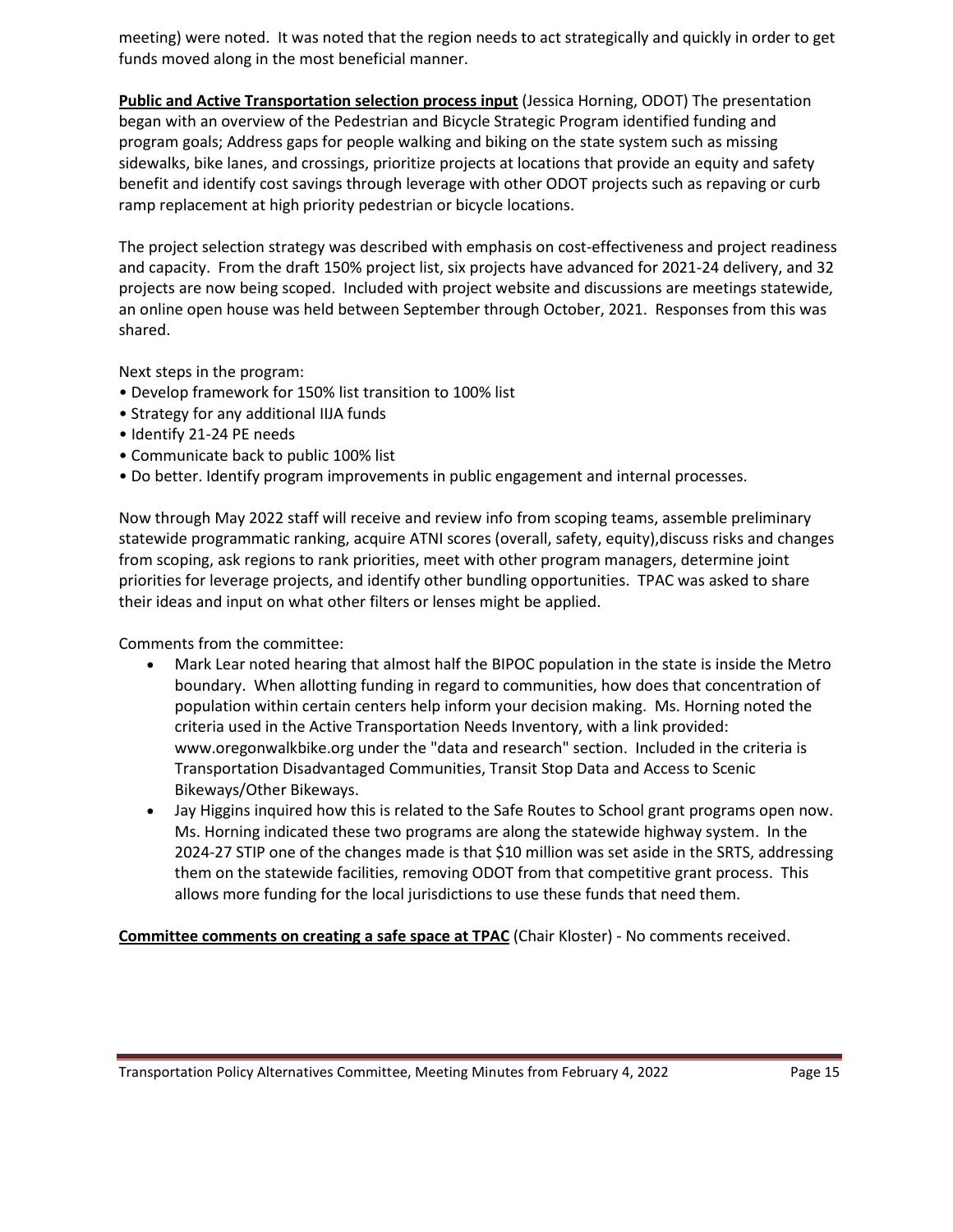meeting) were noted. It was noted that the region needs to act strategically and quickly in order to get funds moved along in the most beneficial manner.

**Public and Active Transportation selection process input** (Jessica Horning, ODOT) The presentation began with an overview of the Pedestrian and Bicycle Strategic Program identified funding and program goals; Address gaps for people walking and biking on the state system such as missing sidewalks, bike lanes, and crossings, prioritize projects at locations that provide an equity and safety benefit and identify cost savings through leverage with other ODOT projects such as repaving or curb ramp replacement at high priority pedestrian or bicycle locations.

The project selection strategy was described with emphasis on cost-effectiveness and project readiness and capacity. From the draft 150% project list, six projects have advanced for 2021-24 delivery, and 32 projects are now being scoped. Included with project website and discussions are meetings statewide, an online open house was held between September through October, 2021. Responses from this was shared.

Next steps in the program:

- Develop framework for 150% list transition to 100% list
- Strategy for any additional IIJA funds
- Identify 21-24 PE needs
- Communicate back to public 100% list
- Do better. Identify program improvements in public engagement and internal processes.

Now through May 2022 staff will receive and review info from scoping teams, assemble preliminary statewide programmatic ranking, acquire ATNI scores (overall, safety, equity),discuss risks and changes from scoping, ask regions to rank priorities, meet with other program managers, determine joint priorities for leverage projects, and identify other bundling opportunities. TPAC was asked to share their ideas and input on what other filters or lenses might be applied.

Comments from the committee:

- Mark Lear noted hearing that almost half the BIPOC population in the state is inside the Metro boundary. When allotting funding in regard to communities, how does that concentration of population within certain centers help inform your decision making. Ms. Horning noted the criteria used in the Active Transportation Needs Inventory, with a link provided: www.oregonwalkbike.org under the "data and research" section. Included in the criteria is Transportation Disadvantaged Communities, Transit Stop Data and Access to Scenic Bikeways/Other Bikeways.
- Jay Higgins inquired how this is related to the Safe Routes to School grant programs open now. Ms. Horning indicated these two programs are along the statewide highway system. In the 2024-27 STIP one of the changes made is that $10 million was set aside in the SRTS, addressing them on the statewide facilities, removing ODOT from that competitive grant process. This allows more funding for the local jurisdictions to use these funds that need them.

**Committee comments on creating a safe space at TPAC** (Chair Kloster) - No comments received.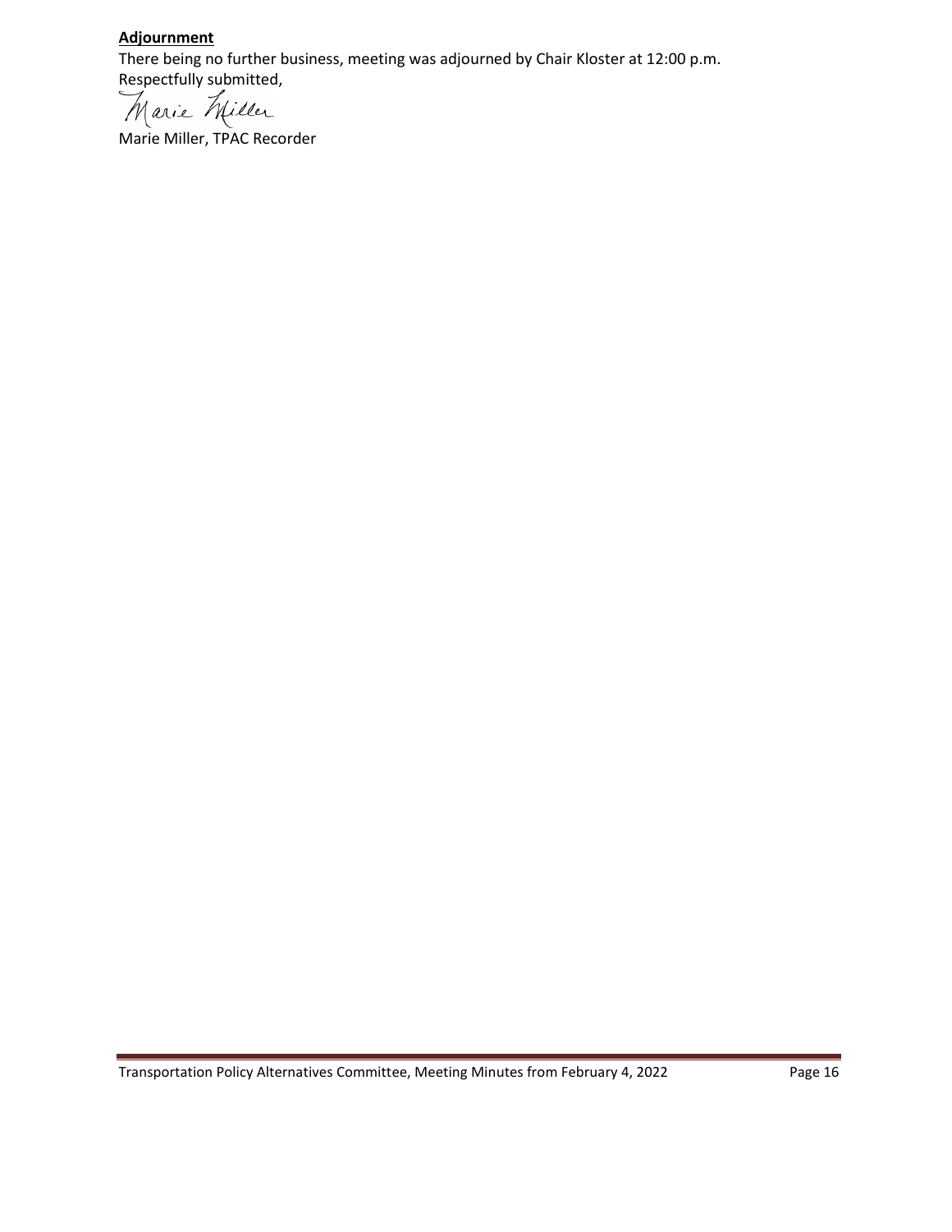**Adjournment**

There being no further business, meeting was adjourned by Chair Kloster at 12:00 p.m.

Respectfully submitted,

Marie Miller

Marie Miller, TPAC Recorder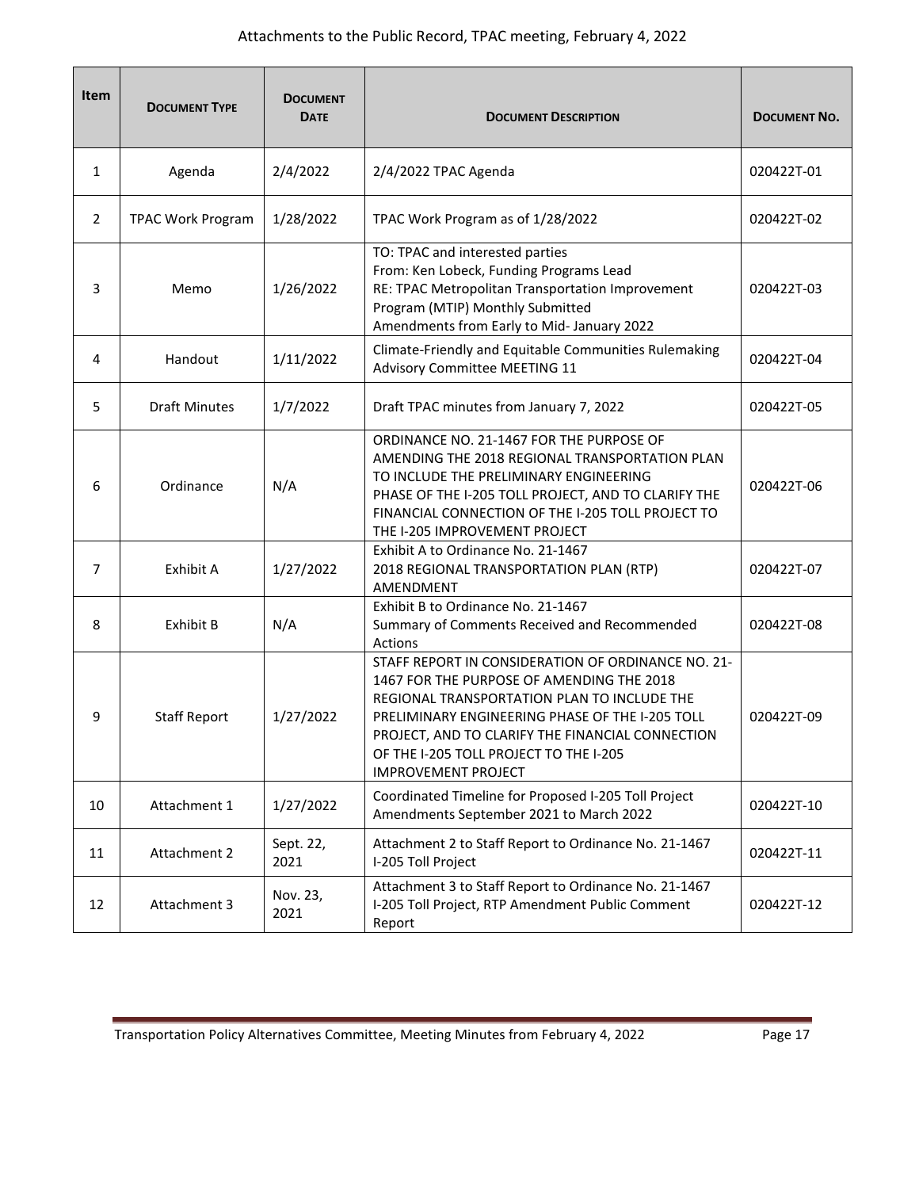Attachments to the Public Record, TPAC meeting, February 4, 2022

| Item | Document Type | Document Date | Document Description | Document No. |
|---|---|---|---|---|
| 1 | Agenda | 2/4/2022 | 2/4/2022 TPAC Agenda | 020422T-01 |
| 2 | TPAC Work Program | 1/28/2022 | TPAC Work Program as of 1/28/2022 | 020422T-02 |
| 3 | Memo | 1/26/2022 | TO: TPAC and interested parties<br>From: Ken Lobeck, Funding Programs Lead<br>RE: TPAC Metropolitan Transportation Improvement Program (MTIP) Monthly Submitted Amendments from Early to Mid- January 2022 | 020422T-03 |
| 4 | Handout | 1/11/2022 | Climate-Friendly and Equitable Communities Rulemaking Advisory Committee MEETING 11 | 020422T-04 |
| 5 | Draft Minutes | 1/7/2022 | Draft TPAC minutes from January 7, 2022 | 020422T-05 |
| 6 | Ordinance | N/A | ORDINANCE NO. 21-1467 FOR THE PURPOSE OF AMENDING THE 2018 REGIONAL TRANSPORTATION PLAN TO INCLUDE THE PRELIMINARY ENGINEERING PHASE OF THE I-205 TOLL PROJECT, AND TO CLARIFY THE FINANCIAL CONNECTION OF THE I-205 TOLL PROJECT TO THE I-205 IMPROVEMENT PROJECT | 020422T-06 |
| 7 | Exhibit A | 1/27/2022 | Exhibit A to Ordinance No. 21-1467<br>2018 REGIONAL TRANSPORTATION PLAN (RTP) AMENDMENT | 020422T-07 |
| 8 | Exhibit B | N/A | Exhibit B to Ordinance No. 21-1467<br>Summary of Comments Received and Recommended Actions | 020422T-08 |
| 9 | Staff Report | 1/27/2022 | STAFF REPORT IN CONSIDERATION OF ORDINANCE NO. 21-1467 FOR THE PURPOSE OF AMENDING THE 2018 REGIONAL TRANSPORTATION PLAN TO INCLUDE THE PRELIMINARY ENGINEERING PHASE OF THE I-205 TOLL PROJECT, AND TO CLARIFY THE FINANCIAL CONNECTION OF THE I-205 TOLL PROJECT TO THE I-205 IMPROVEMENT PROJECT | 020422T-09 |
| 10 | Attachment 1 | 1/27/2022 | Coordinated Timeline for Proposed I-205 Toll Project Amendments September 2021 to March 2022 | 020422T-10 |
| 11 | Attachment 2 | Sept. 22, 2021 | Attachment 2 to Staff Report to Ordinance No. 21-1467<br>I-205 Toll Project | 020422T-11 |
| 12 | Attachment 3 | Nov. 23, 2021 | Attachment 3 to Staff Report to Ordinance No. 21-1467<br>I-205 Toll Project, RTP Amendment Public Comment Report | 020422T-12 |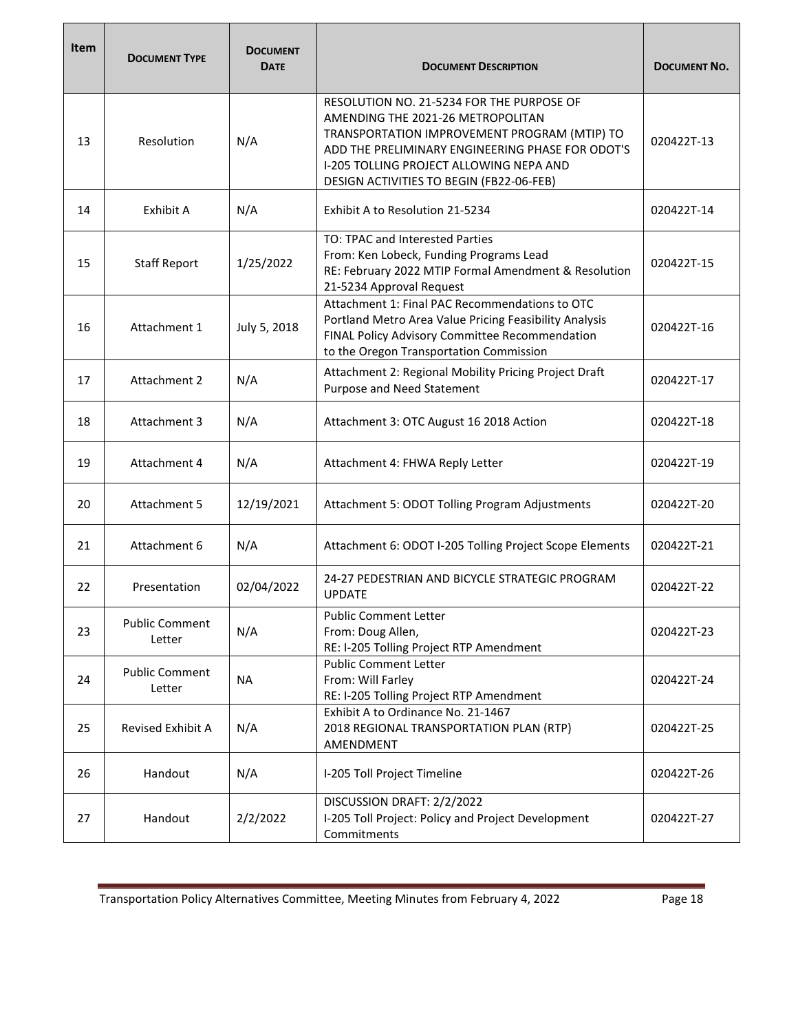| Item | Document Type | Document Date | Document Description | Document No. |
|---|---|---|---|---|
| 13 | Resolution | N/A | RESOLUTION NO. 21-5234 FOR THE PURPOSE OF AMENDING THE 2021-26 METROPOLITAN TRANSPORTATION IMPROVEMENT PROGRAM (MTIP) TO ADD THE PRELIMINARY ENGINEERING PHASE FOR ODOT'S I-205 TOLLING PROJECT ALLOWING NEPA AND DESIGN ACTIVITIES TO BEGIN (FB22-06-FEB) | 020422T-13 |
| 14 | Exhibit A | N/A | Exhibit A to Resolution 21-5234 | 020422T-14 |
| 15 | Staff Report | 1/25/2022 | TO: TPAC and Interested Parties<br>From: Ken Lobeck, Funding Programs Lead<br>RE: February 2022 MTIP Formal Amendment & Resolution 21-5234 Approval Request | 020422T-15 |
| 16 | Attachment 1 | July 5, 2018 | Attachment 1: Final PAC Recommendations to OTC Portland Metro Area Value Pricing Feasibility Analysis FINAL Policy Advisory Committee Recommendation to the Oregon Transportation Commission | 020422T-16 |
| 17 | Attachment 2 | N/A | Attachment 2: Regional Mobility Pricing Project Draft Purpose and Need Statement | 020422T-17 |
| 18 | Attachment 3 | N/A | Attachment 3: OTC August 16 2018 Action | 020422T-18 |
| 19 | Attachment 4 | N/A | Attachment 4: FHWA Reply Letter | 020422T-19 |
| 20 | Attachment 5 | 12/19/2021 | Attachment 5: ODOT Tolling Program Adjustments | 020422T-20 |
| 21 | Attachment 6 | N/A | Attachment 6: ODOT I-205 Tolling Project Scope Elements | 020422T-21 |
| 22 | Presentation | 02/04/2022 | 24-27 PEDESTRIAN AND BICYCLE STRATEGIC PROGRAM UPDATE | 020422T-22 |
| 23 | Public Comment Letter | N/A | Public Comment Letter<br>From: Doug Allen,<br>RE: I-205 Tolling Project RTP Amendment | 020422T-23 |
| 24 | Public Comment Letter | NA | Public Comment Letter<br>From: Will Farley<br>RE: I-205 Tolling Project RTP Amendment | 020422T-24 |
| 25 | Revised Exhibit A | N/A | Exhibit A to Ordinance No. 21-1467<br>2018 REGIONAL TRANSPORTATION PLAN (RTP) AMENDMENT | 020422T-25 |
| 26 | Handout | N/A | I-205 Toll Project Timeline | 020422T-26 |
| 27 | Handout | 2/2/2022 | DISCUSSION DRAFT: 2/2/2022<br>I-205 Toll Project: Policy and Project Development Commitments | 020422T-27 |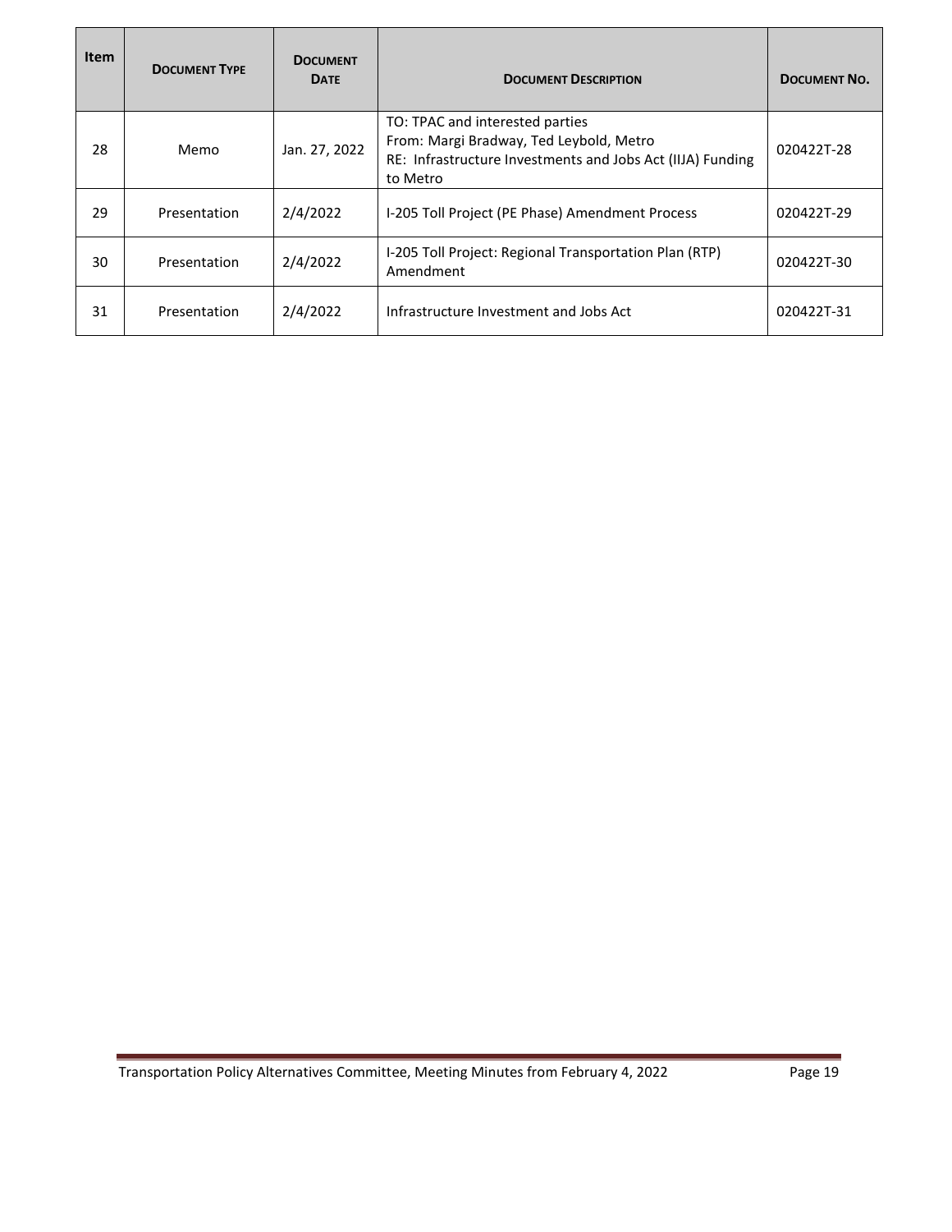| Item | Document Type | Document Date | Document Description | Document No. |
|---|---|---|---|---|
| 28 | Memo | Jan. 27, 2022 | TO: TPAC and interested parties<br>From: Margi Bradway, Ted Leybold, Metro<br>RE: Infrastructure Investments and Jobs Act (IIJA) Funding to Metro | 020422T-28 |
| 29 | Presentation | 2/4/2022 | I-205 Toll Project (PE Phase) Amendment Process | 020422T-29 |
| 30 | Presentation | 2/4/2022 | I-205 Toll Project: Regional Transportation Plan (RTP) Amendment | 020422T-30 |
| 31 | Presentation | 2/4/2022 | Infrastructure Investment and Jobs Act | 020422T-31 |